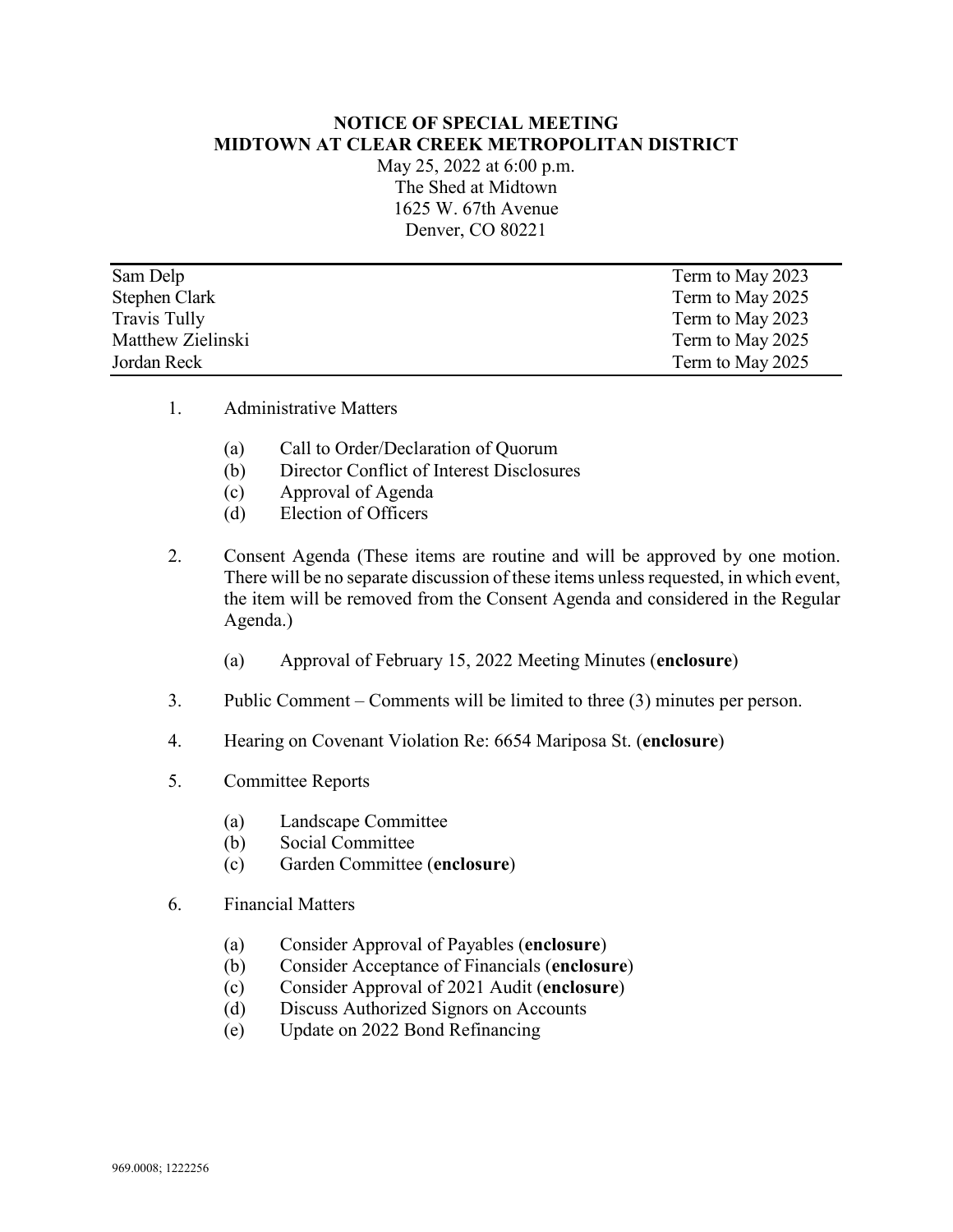# NOTICE OF SPECIAL MEETING
# MIDTOWN AT CLEAR CREEK METROPOLITAN DISTRICT

May 25, 2022 at 6:00 p.m.
The Shed at Midtown
1625 W. 67th Avenue
Denver, CO 80221

| | |
|---|---|
| Sam Delp | Term to May 2023 |
| Stephen Clark | Term to May 2025 |
| Travis Tully | Term to May 2023 |
| Matthew Zielinski | Term to May 2025 |
| Jordan Reck | Term to May 2025 |

1. Administrative Matters

   (a) Call to Order/Declaration of Quorum
   (b) Director Conflict of Interest Disclosures
   (c) Approval of Agenda
   (d) Election of Officers

2. Consent Agenda (These items are routine and will be approved by one motion. There will be no separate discussion of these items unless requested, in which event, the item will be removed from the Consent Agenda and considered in the Regular Agenda.)

   (a) Approval of February 15, 2022 Meeting Minutes (**enclosure**)

3. Public Comment – Comments will be limited to three (3) minutes per person.

4. Hearing on Covenant Violation Re: 6654 Mariposa St. (**enclosure**)

5. Committee Reports

   (a) Landscape Committee
   (b) Social Committee
   (c) Garden Committee (**enclosure**)

6. Financial Matters

   (a) Consider Approval of Payables (**enclosure**)
   (b) Consider Acceptance of Financials (**enclosure**)
   (c) Consider Approval of 2021 Audit (**enclosure**)
   (d) Discuss Authorized Signors on Accounts
   (e) Update on 2022 Bond Refinancing

969.0008; 1222256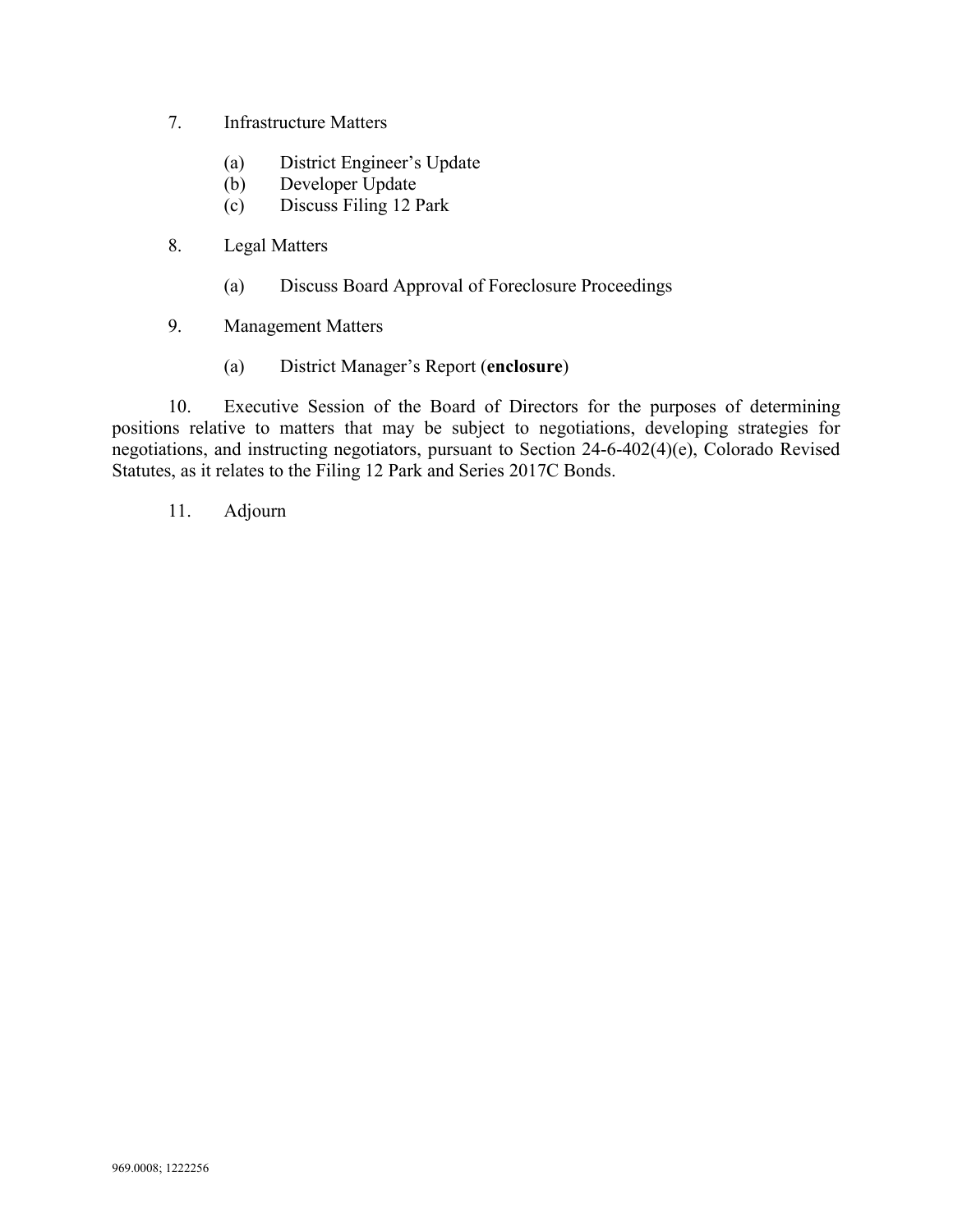7. Infrastructure Matters

   (a) District Engineer's Update
   (b) Developer Update
   (c) Discuss Filing 12 Park

8. Legal Matters

   (a) Discuss Board Approval of Foreclosure Proceedings

9. Management Matters

   (a) District Manager's Report (**enclosure**)

10. Executive Session of the Board of Directors for the purposes of determining positions relative to matters that may be subject to negotiations, developing strategies for negotiations, and instructing negotiators, pursuant to Section 24-6-402(4)(e), Colorado Revised Statutes, as it relates to the Filing 12 Park and Series 2017C Bonds.

11. Adjourn

969.0008; 1222256